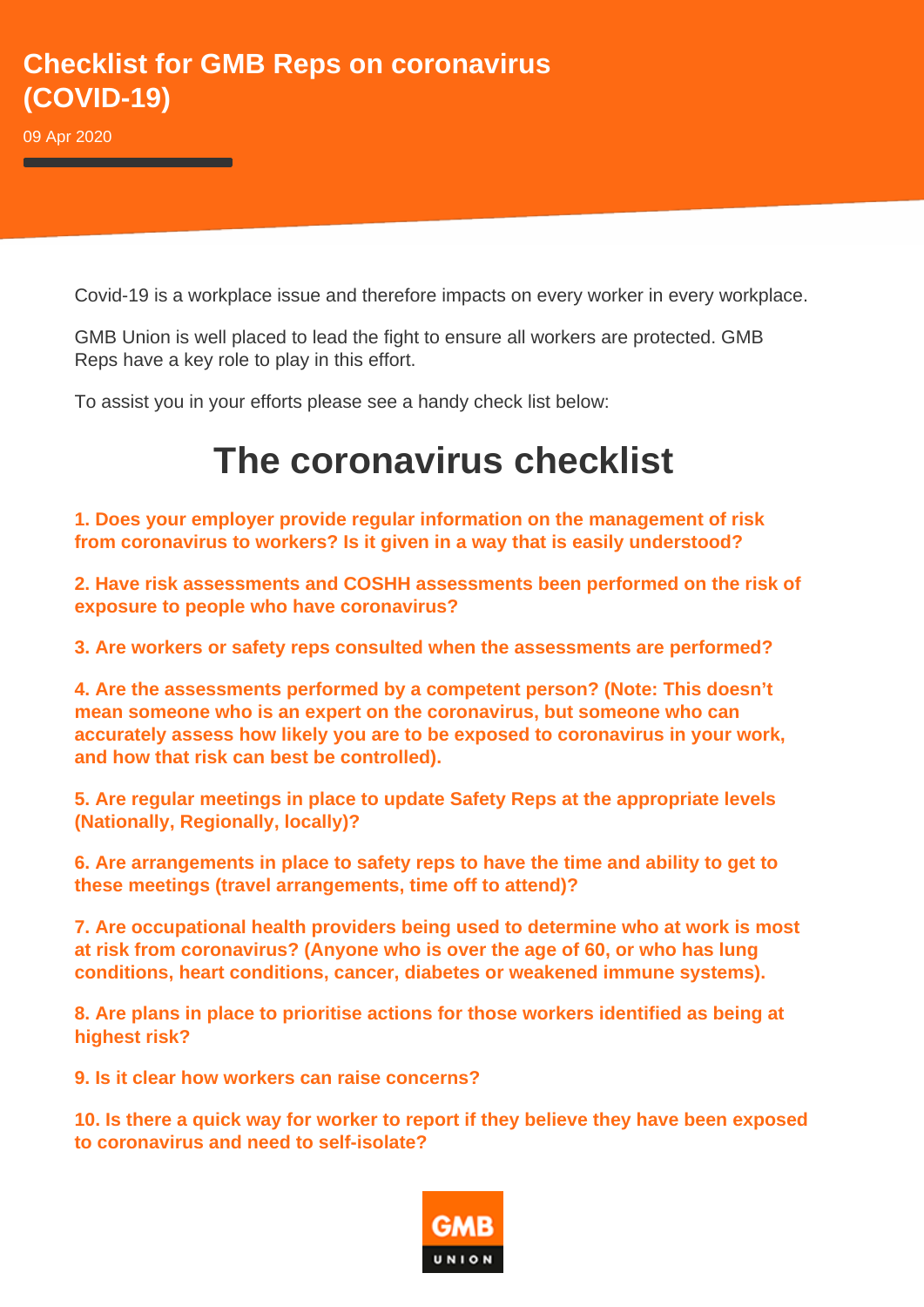# Checklist for GMB Reps on coronavirus (COVID-19)

09 Apr 2020

Covid-19 is a workplace issue and therefore impacts on every worker in every workplace.

GMB Union is well placed to lead the fight to ensure all workers are protected. GMB Reps have a key role to play in this effort.

To assist you in your efforts please see a handy check list below:

## The coronavirus checklist

**1. Does your employer provide regular information on the management of risk from coronavirus to workers? Is it given in a way that is easily understood?**

**2. Have risk assessments and COSHH assessments been performed on the risk of exposure to people who have coronavirus?**

**3. Are workers or safety reps consulted when the assessments are performed?**

**4. Are the assessments performed by a competent person? (Note: This doesn't mean someone who is an expert on the coronavirus, but someone who can accurately assess how likely you are to be exposed to coronavirus in your work, and how that risk can best be controlled).**

**5. Are regular meetings in place to update Safety Reps at the appropriate levels (Nationally, Regionally, locally)?**

**6. Are arrangements in place to safety reps to have the time and ability to get to these meetings (travel arrangements, time off to attend)?**

**7. Are occupational health providers being used to determine who at work is most at risk from coronavirus? (Anyone who is over the age of 60, or who has lung conditions, heart conditions, cancer, diabetes or weakened immune systems).**

**8. Are plans in place to prioritise actions for those workers identified as being at highest risk?**

**9. Is it clear how workers can raise concerns?**

**10. Is there a quick way for worker to report if they believe they have been exposed to coronavirus and need to self-isolate?**

GMB UNION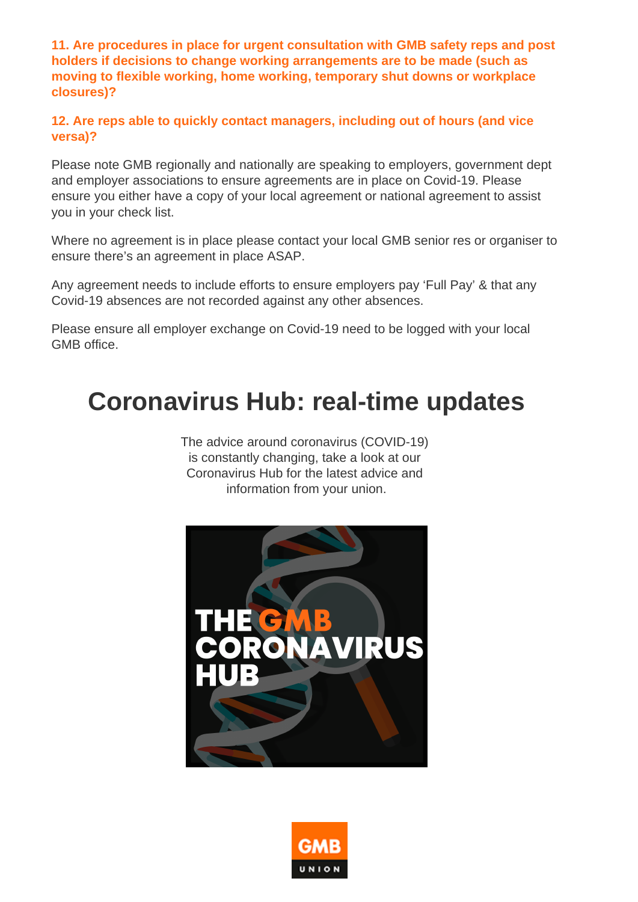**11. Are procedures in place for urgent consultation with GMB safety reps and post holders if decisions to change working arrangements are to be made (such as moving to flexible working, home working, temporary shut downs or workplace closures)?**

**12. Are reps able to quickly contact managers, including out of hours (and vice versa)?**

Please note GMB regionally and nationally are speaking to employers, government dept and employer associations to ensure agreements are in place on Covid-19. Please ensure you either have a copy of your local agreement or national agreement to assist you in your check list.

Where no agreement is in place please contact your local GMB senior res or organiser to ensure there's an agreement in place ASAP.

Any agreement needs to include efforts to ensure employers pay 'Full Pay' & that any Covid-19 absences are not recorded against any other absences.

Please ensure all employer exchange on Covid-19 need to be logged with your local GMB office.

# Coronavirus Hub: real-time updates

The advice around coronavirus (COVID-19) is constantly changing, take a look at our Coronavirus Hub for the latest advice and information from your union.